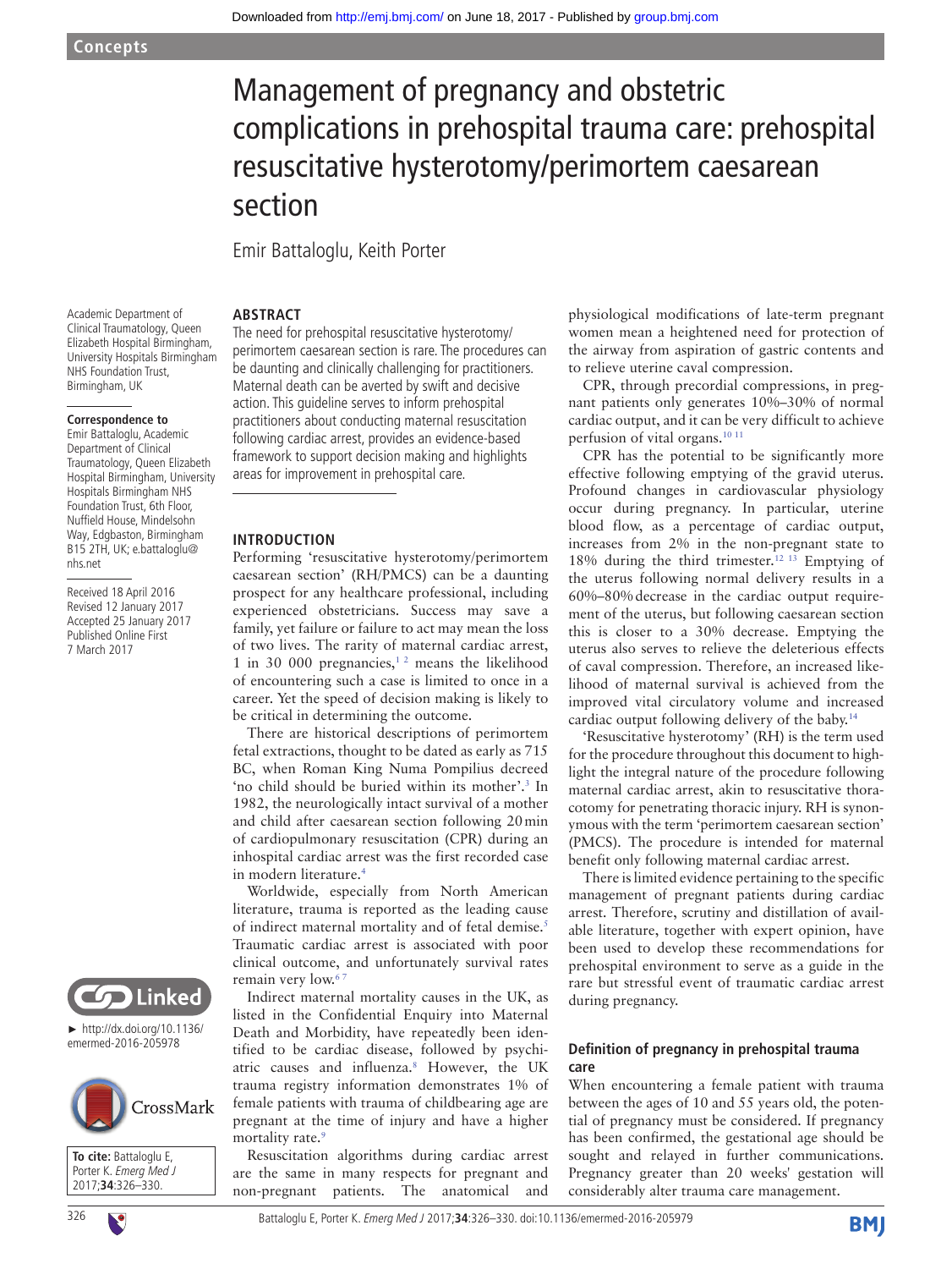Concepts

# Management of pregnancy and obstetric complications in prehospital trauma care: prehospital resuscitative hysterotomy/perimortem caesarean section

Emir Battaloglu, Keith Porter

Academic Department of Clinical Traumatology, Queen Elizabeth Hospital Birmingham, University Hospitals Birmingham NHS Foundation Trust, Birmingham, UK

**Correspondence to** Emir Battaloglu, Academic Department of Clinical Traumatology, Queen Elizabeth Hospital Birmingham, University Hospitals Birmingham NHS Foundation Trust, 6th Floor, Nuffield House, Mindelsohn Way, Edgbaston, Birmingham B15 2TH, UK; e.battaloglu@nhs.net

Received 18 April 2016
Revised 12 January 2017
Accepted 25 January 2017
Published Online First 7 March 2017

► http://dx.doi.org/10.1136/emermed-2016-205978

**To cite:** Battaloglu E, Porter K. *Emerg Med J* 2017;**34**:326–330.

## ABSTRACT

The need for prehospital resuscitative hysterotomy/perimortem caesarean section is rare. The procedures can be daunting and clinically challenging for practitioners. Maternal death can be averted by swift and decisive action. This guideline serves to inform prehospital practitioners about conducting maternal resuscitation following cardiac arrest, provides an evidence-based framework to support decision making and highlights areas for improvement in prehospital care.

## INTRODUCTION

Performing 'resuscitative hysterotomy/perimortem caesarean section' (RH/PMCS) can be a daunting prospect for any healthcare professional, including experienced obstetricians. Success may save a family, yet failure or failure to act may mean the loss of two lives. The rarity of maternal cardiac arrest, 1 in 30 000 pregnancies,[1,2] means the likelihood of encountering such a case is limited to once in a career. Yet the speed of decision making is likely to be critical in determining the outcome.

There are historical descriptions of perimortem fetal extractions, thought to be dated as early as 715 BC, when Roman King Numa Pompilius decreed 'no child should be buried within its mother'.[3] In 1982, the neurologically intact survival of a mother and child after caesarean section following 20 min of cardiopulmonary resuscitation (CPR) during an inhospital cardiac arrest was the first recorded case in modern literature.[4]

Worldwide, especially from North American literature, trauma is reported as the leading cause of indirect maternal mortality and of fetal demise.[5] Traumatic cardiac arrest is associated with poor clinical outcome, and unfortunately survival rates remain very low.[6,7]

Indirect maternal mortality causes in the UK, as listed in the Confidential Enquiry into Maternal Death and Morbidity, have repeatedly been identified to be cardiac disease, followed by psychiatric causes and influenza.[8] However, the UK trauma registry information demonstrates 1% of female patients with trauma of childbearing age are pregnant at the time of injury and have a higher mortality rate.[9]

Resuscitation algorithms during cardiac arrest are the same in many respects for pregnant and non-pregnant patients. The anatomical and physiological modifications of late-term pregnant women mean a heightened need for protection of the airway from aspiration of gastric contents and to relieve uterine caval compression.

CPR, through precordial compressions, in pregnant patients only generates 10%–30% of normal cardiac output, and it can be very difficult to achieve perfusion of vital organs.[10,11]

CPR has the potential to be significantly more effective following emptying of the gravid uterus. Profound changes in cardiovascular physiology occur during pregnancy. In particular, uterine blood flow, as a percentage of cardiac output, increases from 2% in the non-pregnant state to 18% during the third trimester.[12,13] Emptying of the uterus following normal delivery results in a 60%–80% decrease in the cardiac output requirement of the uterus, but following caesarean section this is closer to a 30% decrease. Emptying the uterus also serves to relieve the deleterious effects of caval compression. Therefore, an increased likelihood of maternal survival is achieved from the improved vital circulatory volume and increased cardiac output following delivery of the baby.[14]

'Resuscitative hysterotomy' (RH) is the term used for the procedure throughout this document to highlight the integral nature of the procedure following maternal cardiac arrest, akin to resuscitative thoracotomy for penetrating thoracic injury. RH is synonymous with the term 'perimortem caesarean section' (PMCS). The procedure is intended for maternal benefit only following maternal cardiac arrest.

There is limited evidence pertaining to the specific management of pregnant patients during cardiac arrest. Therefore, scrutiny and distillation of available literature, together with expert opinion, have been used to develop these recommendations for prehospital environment to serve as a guide in the rare but stressful event of traumatic cardiac arrest during pregnancy.

### Definition of pregnancy in prehospital trauma care

When encountering a female patient with trauma between the ages of 10 and 55 years old, the potential of pregnancy must be considered. If pregnancy has been confirmed, the gestational age should be sought and relayed in further communications. Pregnancy greater than 20 weeks' gestation will considerably alter trauma care management.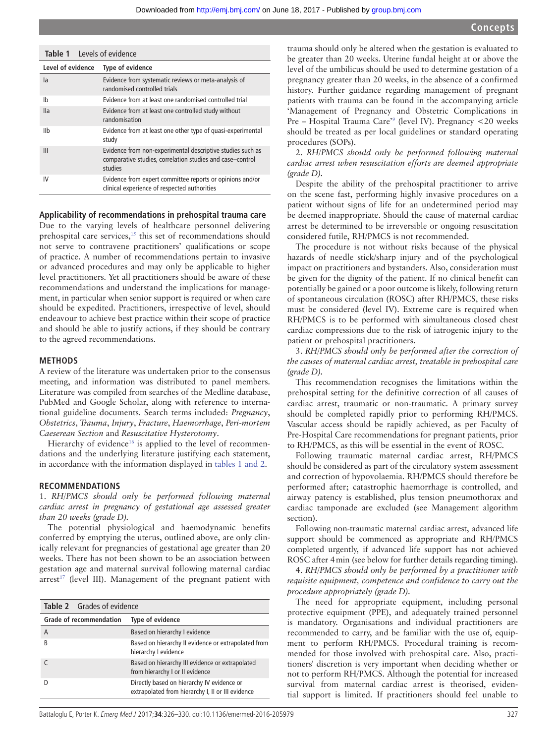Table 1 Levels of evidence

| Level of evidence | Type of evidence |
|---|---|
| Ia | Evidence from systematic reviews or meta-analysis of randomised controlled trials |
| Ib | Evidence from at least one randomised controlled trial |
| IIa | Evidence from at least one controlled study without randomisation |
| IIb | Evidence from at least one other type of quasi-experimental study |
| III | Evidence from non-experimental descriptive studies such as comparative studies, correlation studies and case–control studies |
| IV | Evidence from expert committee reports or opinions and/or clinical experience of respected authorities |

### Applicability of recommendations in prehospital trauma care

Due to the varying levels of healthcare personnel delivering prehospital care services,[15] this set of recommendations should not serve to contravene practitioners' qualifications or scope of practice. A number of recommendations pertain to invasive or advanced procedures and may only be applicable to higher level practitioners. Yet all practitioners should be aware of these recommendations and understand the implications for management, in particular when senior support is required or when care should be expedited. Practitioners, irrespective of level, should endeavour to achieve best practice within their scope of practice and should be able to justify actions, if they should be contrary to the agreed recommendations.

## METHODS

A review of the literature was undertaken prior to the consensus meeting, and information was distributed to panel members. Literature was compiled from searches of the Medline database, PubMed and Google Scholar, along with reference to international guideline documents. Search terms included: *Pregnancy*, *Obstetrics*, *Trauma*, *Injury*, *Fracture*, *Haemorrhage*, *Peri-mortem Caeserean Section* and *Resuscitative Hysterotomy*.

Hierarchy of evidence[16] is applied to the level of recommendations and the underlying literature justifying each statement, in accordance with the information displayed in tables 1 and 2.

## RECOMMENDATIONS

1. *RH/PMCS should only be performed following maternal cardiac arrest in pregnancy of gestational age assessed greater than 20 weeks (grade D).*

The potential physiological and haemodynamic benefits conferred by emptying the uterus, outlined above, are only clinically relevant for pregnancies of gestational age greater than 20 weeks. There has not been shown to be an association between gestation age and maternal survival following maternal cardiac arrest[17] (level III). Management of the pregnant patient with trauma should only be altered when the gestation is evaluated to be greater than 20 weeks. Uterine fundal height at or above the level of the umbilicus should be used to determine gestation of a pregnancy greater than 20 weeks, in the absence of a confirmed history. Further guidance regarding management of pregnant patients with trauma can be found in the accompanying article 'Management of Pregnancy and Obstetric Complications in Pre – Hospital Trauma Care'[9] (level IV). Pregnancy <20 weeks should be treated as per local guidelines or standard operating procedures (SOPs).

Table 2 Grades of evidence

| Grade of recommendation | Type of evidence |
|---|---|
| A | Based on hierarchy I evidence |
| B | Based on hierarchy II evidence or extrapolated from hierarchy I evidence |
| C | Based on hierarchy III evidence or extrapolated from hierarchy I or II evidence |
| D | Directly based on hierarchy IV evidence or extrapolated from hierarchy I, II or III evidence |

2. *RH/PMCS should only be performed following maternal cardiac arrest when resuscitation efforts are deemed appropriate (grade D).*

Despite the ability of the prehospital practitioner to arrive on the scene fast, performing highly invasive procedures on a patient without signs of life for an undetermined period may be deemed inappropriate. Should the cause of maternal cardiac arrest be determined to be irreversible or ongoing resuscitation considered futile, RH/PMCS is not recommended.

The procedure is not without risks because of the physical hazards of needle stick/sharp injury and of the psychological impact on practitioners and bystanders. Also, consideration must be given for the dignity of the patient. If no clinical benefit can potentially be gained or a poor outcome is likely, following return of spontaneous circulation (ROSC) after RH/PMCS, these risks must be considered (level IV). Extreme care is required when RH/PMCS is to be performed with simultaneous closed chest cardiac compressions due to the risk of iatrogenic injury to the patient or prehospital practitioners.

3. *RH/PMCS should only be performed after the correction of the causes of maternal cardiac arrest, treatable in prehospital care (grade D).*

This recommendation recognises the limitations within the prehospital setting for the definitive correction of all causes of cardiac arrest, traumatic or non-traumatic. A primary survey should be completed rapidly prior to performing RH/PMCS. Vascular access should be rapidly achieved, as per Faculty of Pre-Hospital Care recommendations for pregnant patients, prior to RH/PMCS, as this will be essential in the event of ROSC.

Following traumatic maternal cardiac arrest, RH/PMCS should be considered as part of the circulatory system assessment and correction of hypovolaemia. RH/PMCS should therefore be performed after; catastrophic haemorrhage is controlled, and airway patency is established, plus tension pneumothorax and cardiac tamponade are excluded (see Management algorithm section).

Following non-traumatic maternal cardiac arrest, advanced life support should be commenced as appropriate and RH/PMCS completed urgently, if advanced life support has not achieved ROSC after 4 min (see below for further details regarding timing).

4. *RH/PMCS should only be performed by a practitioner with requisite equipment, competence and confidence to carry out the procedure appropriately (grade D).*

The need for appropriate equipment, including personal protective equipment (PPE), and adequately trained personnel is mandatory. Organisations and individual practitioners are recommended to carry, and be familiar with the use of, equipment to perform RH/PMCS. Procedural training is recommended for those involved with prehospital care. Also, practitioners' discretion is very important when deciding whether or not to perform RH/PMCS. Although the potential for increased survival from maternal cardiac arrest is theorised, evidential support is limited. If practitioners should feel unable to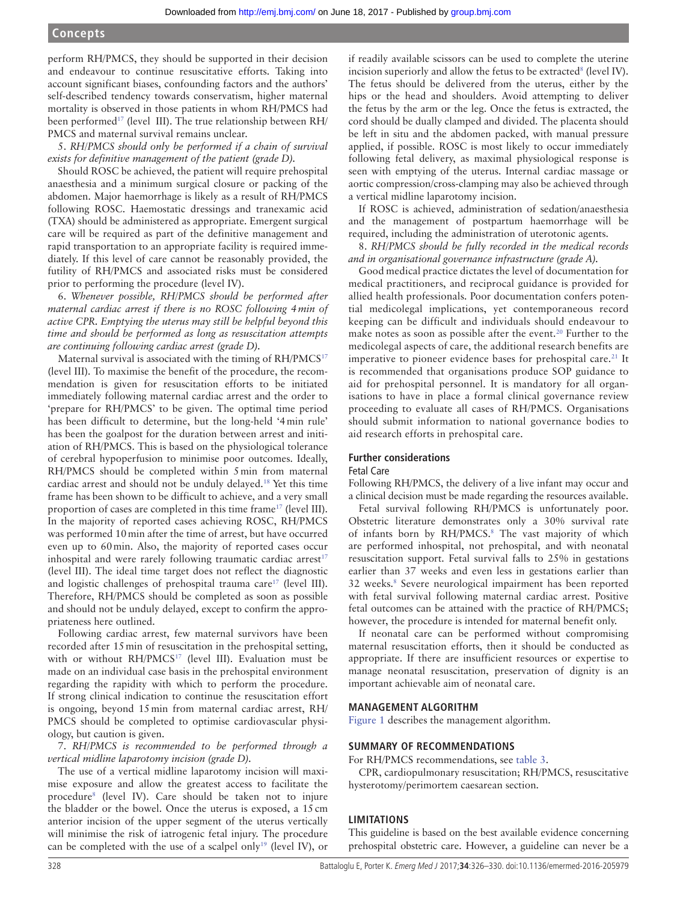perform RH/PMCS, they should be supported in their decision and endeavour to continue resuscitative efforts. Taking into account significant biases, confounding factors and the authors' self-described tendency towards conservatism, higher maternal mortality is observed in those patients in whom RH/PMCS had been performed[17] (level III). The true relationship between RH/PMCS and maternal survival remains unclear.

5. *RH/PMCS should only be performed if a chain of survival exists for definitive management of the patient (grade D).*

Should ROSC be achieved, the patient will require prehospital anaesthesia and a minimum surgical closure or packing of the abdomen. Major haemorrhage is likely as a result of RH/PMCS following ROSC. Haemostatic dressings and tranexamic acid (TXA) should be administered as appropriate. Emergent surgical care will be required as part of the definitive management and rapid transportation to an appropriate facility is required immediately. If this level of care cannot be reasonably provided, the futility of RH/PMCS and associated risks must be considered prior to performing the procedure (level IV).

6. *Whenever possible, RH/PMCS should be performed after maternal cardiac arrest if there is no ROSC following 4 min of active CPR. Emptying the uterus may still be helpful beyond this time and should be performed as long as resuscitation attempts are continuing following cardiac arrest (grade D).*

Maternal survival is associated with the timing of RH/PMCS[17] (level III). To maximise the benefit of the procedure, the recommendation is given for resuscitation efforts to be initiated immediately following maternal cardiac arrest and the order to 'prepare for RH/PMCS' to be given. The optimal time period has been difficult to determine, but the long-held '4 min rule' has been the goalpost for the duration between arrest and initiation of RH/PMCS. This is based on the physiological tolerance of cerebral hypoperfusion to minimise poor outcomes. Ideally, RH/PMCS should be completed within 5 min from maternal cardiac arrest and should not be unduly delayed.[18] Yet this time frame has been shown to be difficult to achieve, and a very small proportion of cases are completed in this time frame[17] (level III). In the majority of reported cases achieving ROSC, RH/PMCS was performed 10 min after the time of arrest, but have occurred even up to 60 min. Also, the majority of reported cases occur inhospital and were rarely following traumatic cardiac arrest[17] (level III). The ideal time target does not reflect the diagnostic and logistic challenges of prehospital trauma care[17] (level III). Therefore, RH/PMCS should be completed as soon as possible and should not be unduly delayed, except to confirm the appropriateness here outlined.

Following cardiac arrest, few maternal survivors have been recorded after 15 min of resuscitation in the prehospital setting, with or without RH/PMCS[17] (level III). Evaluation must be made on an individual case basis in the prehospital environment regarding the rapidity with which to perform the procedure. If strong clinical indication to continue the resuscitation effort is ongoing, beyond 15 min from maternal cardiac arrest, RH/PMCS should be completed to optimise cardiovascular physiology, but caution is given.

7. *RH/PMCS is recommended to be performed through a vertical midline laparotomy incision (grade D).*

The use of a vertical midline laparotomy incision will maximise exposure and allow the greatest access to facilitate the procedure[8] (level IV). Care should be taken not to injure the bladder or the bowel. Once the uterus is exposed, a 15 cm anterior incision of the upper segment of the uterus vertically will minimise the risk of iatrogenic fetal injury. The procedure can be completed with the use of a scalpel only[19] (level IV), or if readily available scissors can be used to complete the uterine incision superiorly and allow the fetus to be extracted[8] (level IV). The fetus should be delivered from the uterus, either by the hips or the head and shoulders. Avoid attempting to deliver the fetus by the arm or the leg. Once the fetus is extracted, the cord should be dually clamped and divided. The placenta should be left in situ and the abdomen packed, with manual pressure applied, if possible. ROSC is most likely to occur immediately following fetal delivery, as maximal physiological response is seen with emptying of the uterus. Internal cardiac massage or aortic compression/cross-clamping may also be achieved through a vertical midline laparotomy incision.

If ROSC is achieved, administration of sedation/anaesthesia and the management of postpartum haemorrhage will be required, including the administration of uterotonic agents.

8. *RH/PMCS should be fully recorded in the medical records and in organisational governance infrastructure (grade A).*

Good medical practice dictates the level of documentation for medical practitioners, and reciprocal guidance is provided for allied health professionals. Poor documentation confers potential medicolegal implications, yet contemporaneous record keeping can be difficult and individuals should endeavour to make notes as soon as possible after the event.[20] Further to the medicolegal aspects of care, the additional research benefits are imperative to pioneer evidence bases for prehospital care.[21] It is recommended that organisations produce SOP guidance to aid for prehospital personnel. It is mandatory for all organisations to have in place a formal clinical governance review proceeding to evaluate all cases of RH/PMCS. Organisations should submit information to national governance bodies to aid research efforts in prehospital care.

### Further considerations

#### Fetal Care

Following RH/PMCS, the delivery of a live infant may occur and a clinical decision must be made regarding the resources available.

Fetal survival following RH/PMCS is unfortunately poor. Obstetric literature demonstrates only a 30% survival rate of infants born by RH/PMCS.[8] The vast majority of which are performed inhospital, not prehospital, and with neonatal resuscitation support. Fetal survival falls to 25% in gestations earlier than 37 weeks and even less in gestations earlier than 32 weeks.[8] Severe neurological impairment has been reported with fetal survival following maternal cardiac arrest. Positive fetal outcomes can be attained with the practice of RH/PMCS; however, the procedure is intended for maternal benefit only.

If neonatal care can be performed without compromising maternal resuscitation efforts, then it should be conducted as appropriate. If there are insufficient resources or expertise to manage neonatal resuscitation, preservation of dignity is an important achievable aim of neonatal care.

## MANAGEMENT ALGORITHM

Figure 1 describes the management algorithm.

## SUMMARY OF RECOMMENDATIONS

For RH/PMCS recommendations, see table 3.

CPR, cardiopulmonary resuscitation; RH/PMCS, resuscitative hysterotomy/perimortem caesarean section.

## LIMITATIONS

This guideline is based on the best available evidence concerning prehospital obstetric care. However, a guideline can never be a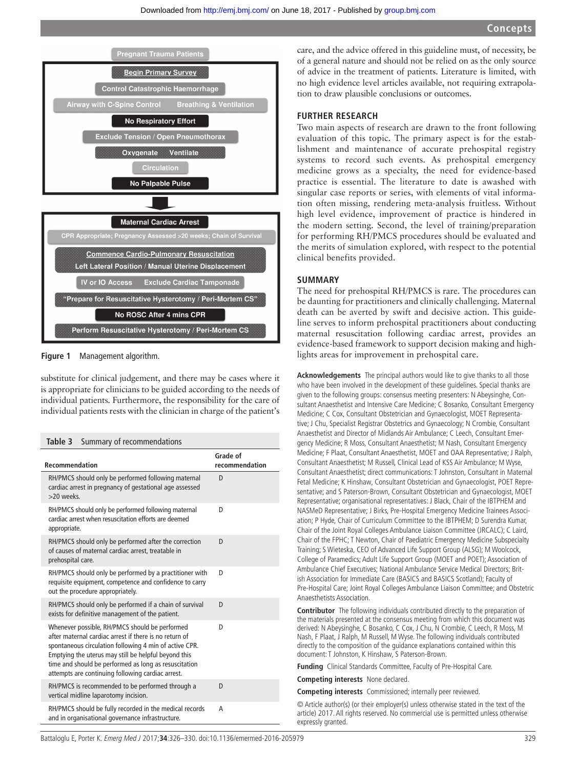Pregnant Trauma Patients

Begin Primary Survey

Control Catastrophic Haemorrhage

Airway with C-Spine Control

Breathing & Ventilation

No Respiratory Effort

Exclude Tension / Open Pneumothorax

Oxygenate

Ventilate

Circulation

No Palpable Pulse

Maternal Cardiac Arrest

CPR Appropriate; Pregnancy Assessed >20 weeks; Chain of Survival

Commence Cardio-Pulmonary Resuscitation

Left Lateral Position / Manual Uterine Displacement

IV or IO Access

Exclude Cardiac Tamponade

"Prepare for Resuscitative Hysterotomy / Peri-Mortem CS"

No ROSC After 4 mins CPR

Perform Resuscitative Hysterotomy / Peri-Mortem CS

**Figure 1** Management algorithm.

substitute for clinical judgement, and there may be cases where it is appropriate for clinicians to be guided according to the needs of individual patients. Furthermore, the responsibility for the care of individual patients rests with the clinician in charge of the patient's care, and the advice offered in this guideline must, of necessity, be of a general nature and should not be relied on as the only source of advice in the treatment of patients. Literature is limited, with no high evidence level articles available, not requiring extrapolation to draw plausible conclusions or outcomes.

**Table 3** Summary of recommendations

| Recommendation | Grade of recommendation |
|---|---|
| RH/PMCS should only be performed following maternal cardiac arrest in pregnancy of gestational age assessed >20 weeks. | D |
| RH/PMCS should only be performed following maternal cardiac arrest when resuscitation efforts are deemed appropriate. | D |
| RH/PMCS should only be performed after the correction of causes of maternal cardiac arrest, treatable in prehospital care. | D |
| RH/PMCS should only be performed by a practitioner with requisite equipment, competence and confidence to carry out the procedure appropriately. | D |
| RH/PMCS should only be performed if a chain of survival exists for definitive management of the patient. | D |
| Whenever possible, RH/PMCS should be performed after maternal cardiac arrest if there is no return of spontaneous circulation following 4 min of active CPR. Emptying the uterus may still be helpful beyond this time and should be performed as long as resuscitation attempts are continuing following cardiac arrest. | D |
| RH/PMCS is recommended to be performed through a vertical midline laparotomy incision. | D |
| RH/PMCS should be fully recorded in the medical records and in organisational governance infrastructure. | A |

## FURTHER RESEARCH

Two main aspects of research are drawn to the front following evaluation of this topic. The primary aspect is for the establishment and maintenance of accurate prehospital registry systems to record such events. As prehospital emergency medicine grows as a specialty, the need for evidence-based practice is essential. The literature to date is awashed with singular case reports or series, with elements of vital information often missing, rendering meta-analysis fruitless. Without high level evidence, improvement of practice is hindered in the modern setting. Second, the level of training/preparation for performing RH/PMCS procedures should be evaluated and the merits of simulation explored, with respect to the potential clinical benefits provided.

## SUMMARY

The need for prehospital RH/PMCS is rare. The procedures can be daunting for practitioners and clinically challenging. Maternal death can be averted by swift and decisive action. This guideline serves to inform prehospital practitioners about conducting maternal resuscitation following cardiac arrest, provides an evidence-based framework to support decision making and highlights areas for improvement in prehospital care.

**Acknowledgements** The principal authors would like to give thanks to all those who have been involved in the development of these guidelines. Special thanks are given to the following groups: consensus meeting presenters: N Abeysinghe, Consultant Anaesthetist and Intensive Care Medicine; C Bosanko, Consultant Emergency Medicine; C Cox, Consultant Obstetrician and Gynaecologist, MOET Representative; J Chu, Specialist Registrar Obstetrics and Gynaecology; N Crombie, Consultant Anaesthetist and Director of Midlands Air Ambulance; C Leech, Consultant Emergency Medicine; R Moss, Consultant Anaesthetist; M Nash, Consultant Emergency Medicine; F Plaat, Consultant Anaesthetist, MOET and OAA Representative; J Ralph, Consultant Anaesthetist; M Russell, Clinical Lead of KSS Air Ambulance; M Wyse, Consultant Anaesthetist; direct communications: T Johnston, Consultant in Maternal Fetal Medicine; K Hinshaw, Consultant Obstetrician and Gynaecologist, POET Representative; and S Paterson-Brown, Consultant Obstetrician and Gynaecologist, MOET Representative; organisational representatives: J Black, Chair of the IBTPHEM and NASMeD Representative; J Birks, Pre-Hospital Emergency Medicine Trainees Association; P Hyde, Chair of Curriculum Committee to the IBTPHEM; D Surendra Kumar, Chair of the Joint Royal Colleges Ambulance Liaison Committee (JRCALC); C Laird, Chair of the FPHC; T Newton, Chair of Paediatric Emergency Medicine Subspecialty Training; S Wieteska, CEO of Advanced Life Support Group (ALSG); M Woolcock, College of Paramedics; Adult Life Support Group (MOET and POET); Association of Ambulance Chief Executives; National Ambulance Service Medical Directors; British Association for Immediate Care (BASICS and BASICS Scotland); Faculty of Pre-Hospital Care; Joint Royal Colleges Ambulance Liaison Committee; and Obstetric Anaesthetists Association.

**Contributor** The following individuals contributed directly to the preparation of the materials presented at the consensus meeting from which this document was derived: N Abeysinghe, C Bosanko, C Cox, J Chu, N Crombie, C Leech, R Moss, M Nash, F Plaat, J Ralph, M Russell, M Wyse. The following individuals contributed directly to the composition of the guidance explanations contained within this document: T Johnston, K Hinshaw, S Paterson-Brown.

**Funding** Clinical Standards Committee, Faculty of Pre-Hospital Care.

**Competing interests** None declared.

**Competing interests** Commissioned; internally peer reviewed.

© Article author(s) (or their employer(s) unless otherwise stated in the text of the article) 2017. All rights reserved. No commercial use is permitted unless otherwise expressly granted.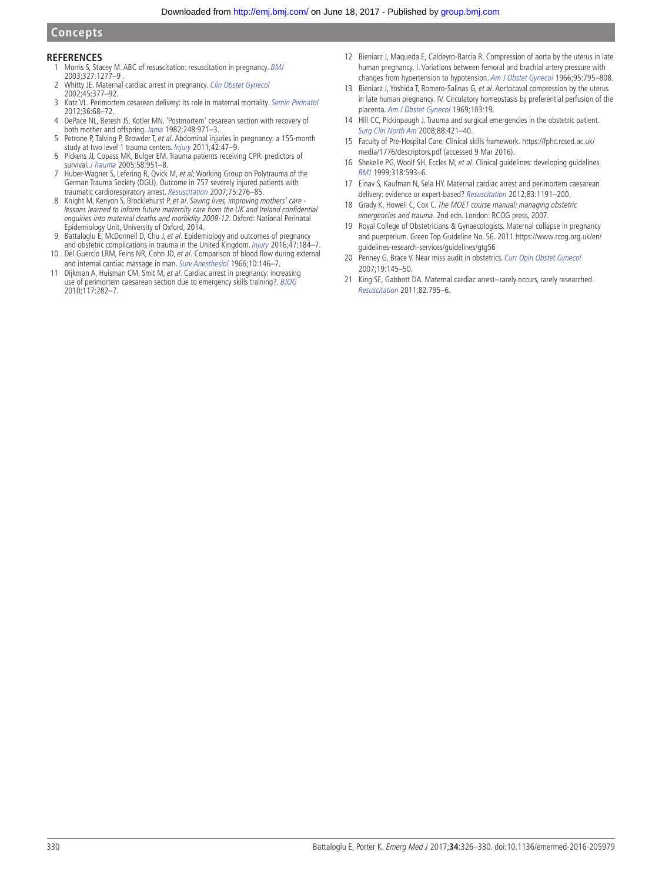## REFERENCES

1. Morris S, Stacey M. ABC of resuscitation: resuscitation in pregnancy. *BMJ* 2003;327:1277–9 .
2. Whitty JE. Maternal cardiac arrest in pregnancy. *Clin Obstet Gynecol* 2002;45:377–92.
3. Katz VL. Perimortem cesarean delivery: its role in maternal mortality. *Semin Perinatol* 2012;36:68–72.
4. DePace NL, Betesh JS, Kotler MN. 'Postmortem' cesarean section with recovery of both mother and offspring. *Jama* 1982;248:971–3.
5. Petrone P, Talving P, Browder T, *et al*. Abdominal injuries in pregnancy: a 155-month study at two level 1 trauma centers. *Injury* 2011;42:47–9.
6. Pickens JJ, Copass MK, Bulger EM. Trauma patients receiving CPR: predictors of survival. *J Trauma* 2005;58:951–8.
7. Huber-Wagner S, Lefering R, Qvick M, *et al*; Working Group on Polytrauma of the German Trauma Society (DGU). Outcome in 757 severely injured patients with traumatic cardiorespiratory arrest. *Resuscitation* 2007;75:276–85.
8. Knight M, Kenyon S, Brocklehurst P, *et al*. *Saving lives, improving mothers' care - lessons learned to inform future maternity care from the UK and Ireland confidential enquiries into maternal deaths and morbidity 2009-12*. Oxford: National Perinatal Epidemiology Unit, University of Oxford, 2014.
9. Battaloglu E, McDonnell D, Chu J, *et al*. Epidemiology and outcomes of pregnancy and obstetric complications in trauma in the United Kingdom. *Injury* 2016;47:184–7.
10. Del Guercio LRM, Feins NR, Cohn JD, *et al*. Comparison of blood flow during external and internal cardiac massage in man. *Surv Anesthesiol* 1966;10:146–7.
11. Dijkman A, Huisman CM, Smit M, *et al*. Cardiac arrest in pregnancy: increasing use of perimortem caesarean section due to emergency skills training?. *BJOG* 2010;117:282–7.
12. Bieniarz J, Maqueda E, Caldeyro-Barcia R. Compression of aorta by the uterus in late human pregnancy. I. Variations between femoral and brachial artery pressure with changes from hypertension to hypotension. *Am J Obstet Gynecol* 1966;95:795–808.
13. Bieniarz J, Yoshida T, Romero-Salinas G, *et al*. Aortocaval compression by the uterus in late human pregnancy. IV. Circulatory homeostasis by preferential perfusion of the placenta. *Am J Obstet Gynecol* 1969;103:19.
14. Hill CC, Pickinpaugh J. Trauma and surgical emergencies in the obstetric patient. *Surg Clin North Am* 2008;88:421–40.
15. Faculty of Pre-Hospital Care. Clinical skills framework. https://fphc.rcsed.ac.uk/media/1776/descriptors.pdf (accessed 9 Mar 2016).
16. Shekelle PG, Woolf SH, Eccles M, *et al*. Clinical guidelines: developing guidelines. *BMJ* 1999;318:593–6.
17. Einav S, Kaufman N, Sela HY. Maternal cardiac arrest and perimortem caesarean delivery: evidence or expert-based? *Resuscitation* 2012;83:1191–200.
18. Grady K, Howell C, Cox C. *The MOET course manual: managing obstetric emergencies and trauma*. 2nd edn. London: RCOG press, 2007.
19. Royal College of Obstetricians & Gynaecologists. Maternal collapse in pregnancy and puerperium. Green Top Guideline No. 56. 2011 https://www.rcog.org.uk/en/guidelines-research-services/guidelines/gtg56
20. Penney G, Brace V. Near miss audit in obstetrics. *Curr Opin Obstet Gynecol* 2007;19:145–50.
21. King SE, Gabbott DA. Maternal cardiac arrest--rarely occurs, rarely researched. *Resuscitation* 2011;82:795–6.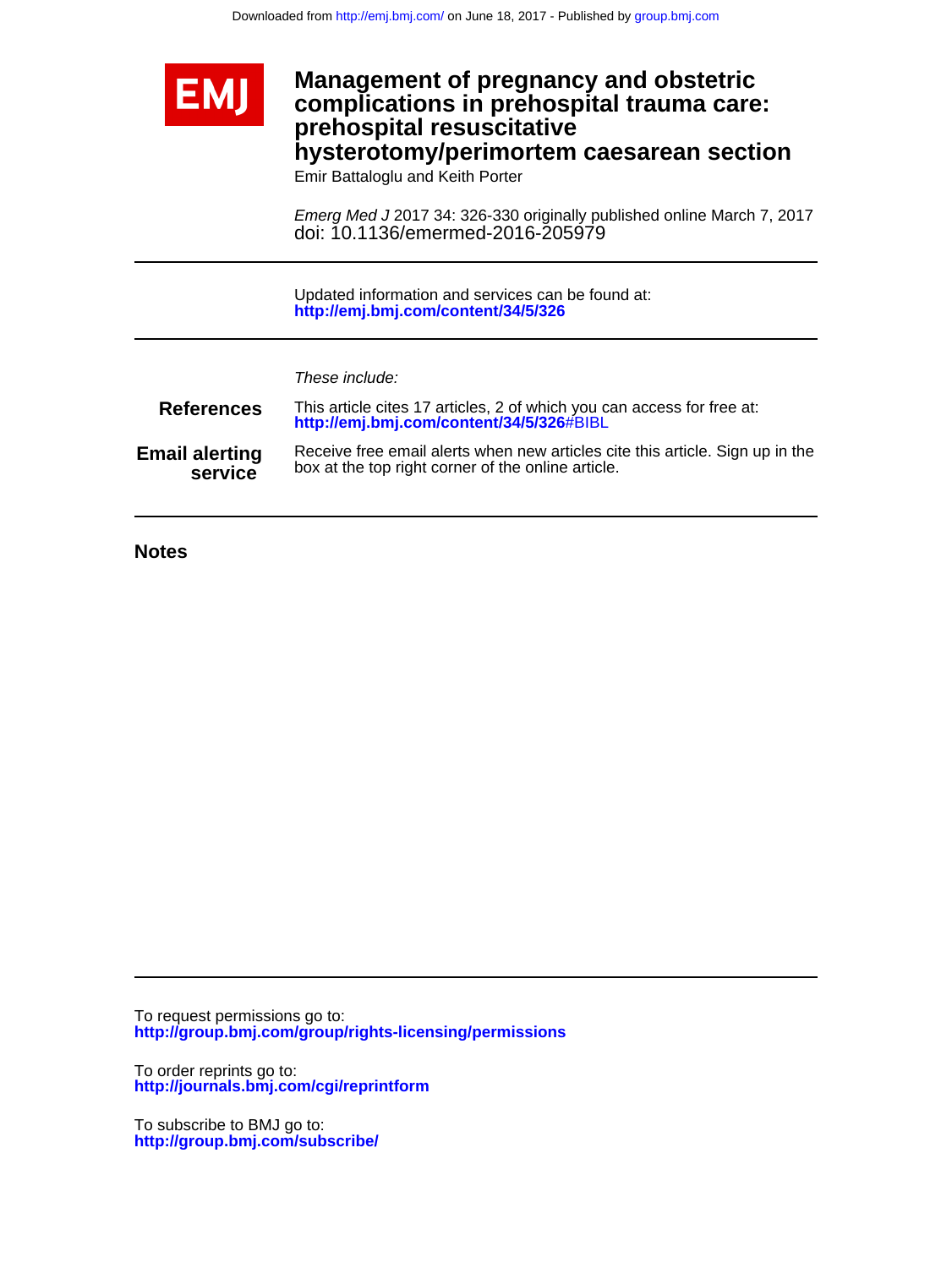Downloaded from http://emj.bmj.com/ on June 18, 2017 - Published by group.bmj.com

EMJ

# Management of pregnancy and obstetric complications in prehospital trauma care: prehospital resuscitative hysterotomy/perimortem caesarean section

Emir Battaloglu and Keith Porter

*Emerg Med J* 2017 34: 326-330 originally published online March 7, 2017
doi: 10.1136/emermed-2016-205979

Updated information and services can be found at:
**http://emj.bmj.com/content/34/5/326**

*These include:*

**References**
This article cites 17 articles, 2 of which you can access for free at:
**http://emj.bmj.com/content/34/5/326**#BIBL

**Email alerting service**
Receive free email alerts when new articles cite this article. Sign up in the box at the top right corner of the online article.

## Notes

To request permissions go to:
**http://group.bmj.com/group/rights-licensing/permissions**

To order reprints go to:
**http://journals.bmj.com/cgi/reprintform**

To subscribe to BMJ go to:
**http://group.bmj.com/subscribe/**